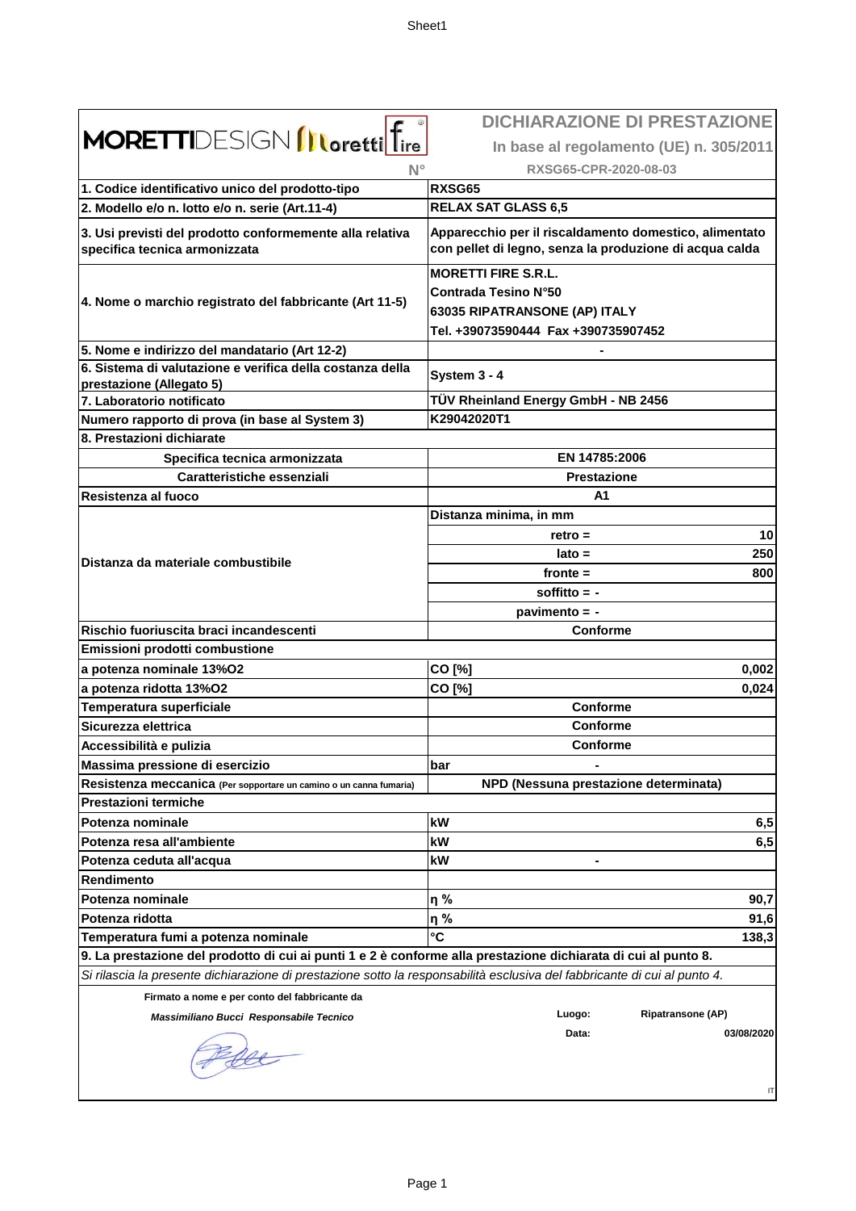# DICHIARAZIONE DI PRESTAZIONE

**In base al regolamento (UE) n. 305/2011**

MORETTIDESIGN Moretti fire

**N°** RXSG65-CPR-2020-08-03

| | | |
|---|---|---|
| **1. Codice identificativo unico del prodotto-tipo** | **RXSG65** | |
| **2. Modello e/o n. lotto e/o n. serie (Art.11-4)** | **RELAX SAT GLASS 6,5** | |
| **3. Usi previsti del prodotto conformemente alla relativa specifica tecnica armonizzata** | **Apparecchio per il riscaldamento domestico, alimentato con pellet di legno, senza la produzione di acqua calda** | |
| **4. Nome o marchio registrato del fabbricante (Art 11-5)** | **MORETTI FIRE S.R.L.**<br>**Contrada Tesino N°50**<br>**63035 RIPATRANSONE (AP) ITALY**<br>**Tel. +39073590444 Fax +390735907452** | |
| **5. Nome e indirizzo del mandatario (Art 12-2)** | **-** | |
| **6. Sistema di valutazione e verifica della costanza della prestazione (Allegato 5)** | **System 3 - 4** | |
| **7. Laboratorio notificato** | **TÜV Rheinland Energy GmbH - NB 2456** | |
| **Numero rapporto di prova (in base al System 3)** | **K29042020T1** | |
| **8. Prestazioni dichiarate** | | |
| **Specifica tecnica armonizzata** | **EN 14785:2006** | |
| **Caratteristiche essenziali** | **Prestazione** | |
| **Resistenza al fuoco** | **A1** | |
| **Distanza da materiale combustibile** | **Distanza minima, in mm** | |
| | **retro =** | **10** |
| | **lato =** | **250** |
| | **fronte =** | **800** |
| | **soffitto = -** | |
| | **pavimento = -** | |
| **Rischio fuoriuscita braci incandescenti** | **Conforme** | |
| **Emissioni prodotti combustione** | | |
| **a potenza nominale 13%O2** | **CO [%]** | **0,002** |
| **a potenza ridotta 13%O2** | **CO [%]** | **0,024** |
| **Temperatura superficiale** | **Conforme** | |
| **Sicurezza elettrica** | **Conforme** | |
| **Accessibilità e pulizia** | **Conforme** | |
| **Massima pressione di esercizio** | **bar** | **-** |
| **Resistenza meccanica** (Per sopportare un camino o un canna fumaria) | **NPD (Nessuna prestazione determinata)** | |
| **Prestazioni termiche** | | |
| **Potenza nominale** | **kW** | **6,5** |
| **Potenza resa all'ambiente** | **kW** | **6,5** |
| **Potenza ceduta all'acqua** | **kW** | **-** |
| **Rendimento** | | |
| **Potenza nominale** | **η %** | **90,7** |
| **Potenza ridotta** | **η %** | **91,6** |
| **Temperatura fumi a potenza nominale** | **°C** | **138,3** |

**9. La prestazione del prodotto di cui ai punti 1 e 2 è conforme alla prestazione dichiarata di cui al punto 8.**

*Si rilascia la presente dichiarazione di prestazione sotto la responsabilità esclusiva del fabbricante di cui al punto 4.*

**Firmato a nome e per conto del fabbricante da**

***Massimiliano Bucci Responsabile Tecnico***

**Luogo:** **Ripatransone (AP)**

**Data:** **03/08/2020**

IT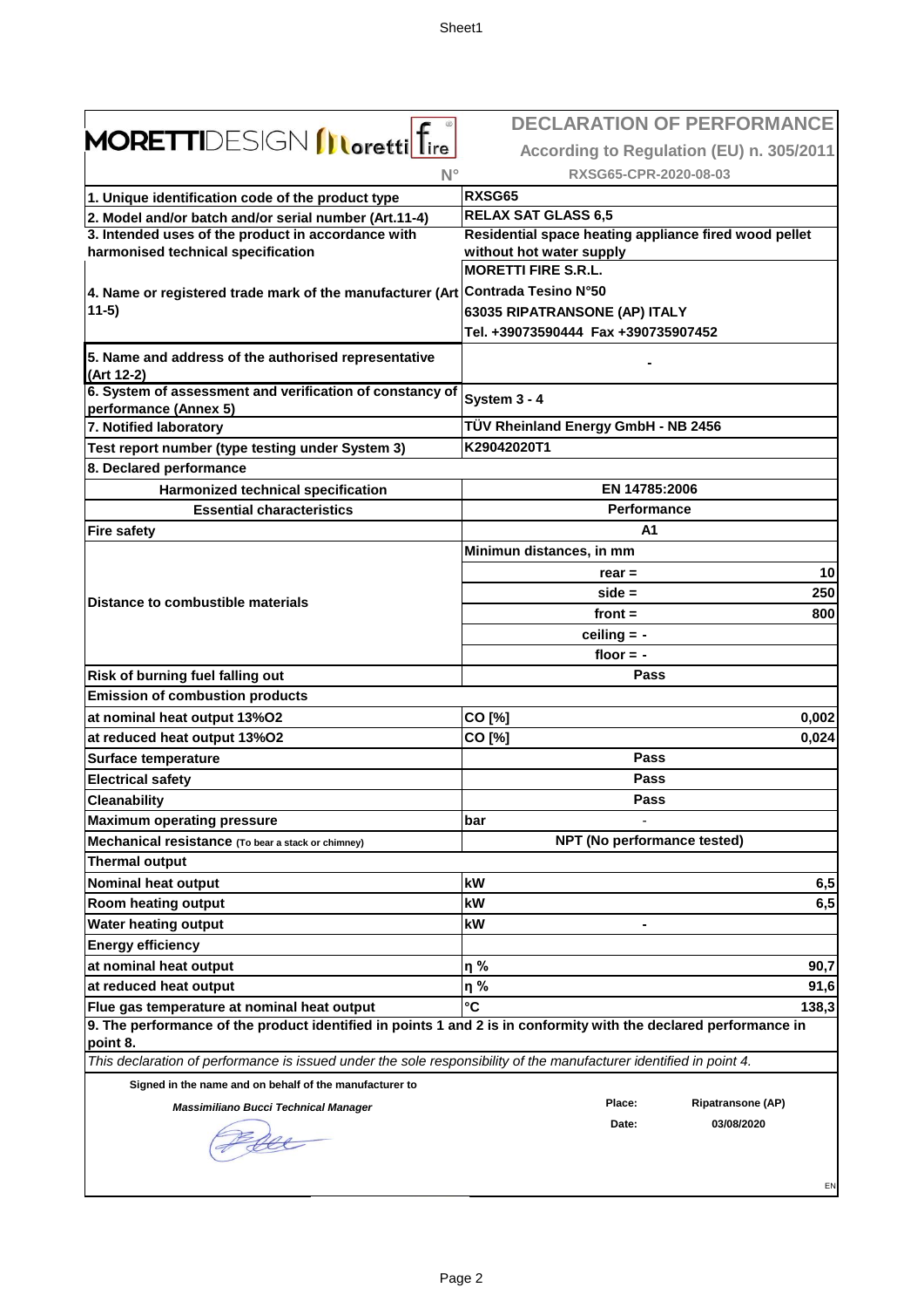**MORETTIDESIGN Moretti fire**

# DECLARATION OF PERFORMANCE

**According to Regulation (EU) n. 305/2011**

**N° RXSG65-CPR-2020-08-03**

| | | |
|---|---|---|
| **1. Unique identification code of the product type** | **RXSG65** | |
| **2. Model and/or batch and/or serial number (Art.11-4)** | **RELAX SAT GLASS 6,5** | |
| **3. Intended uses of the product in accordance with harmonised technical specification** | **Residential space heating appliance fired wood pellet without hot water supply** | |
| **4. Name or registered trade mark of the manufacturer (Art 11-5)** | **MORETTI FIRE S.R.L.**<br>**Contrada Tesino N°50**<br>**63035 RIPATRANSONE (AP) ITALY**<br>**Tel. +39073590444 Fax +390735907452** | |
| **5. Name and address of the authorised representative (Art 12-2)** | **-** | |
| **6. System of assessment and verification of constancy of performance (Annex 5)** | **System 3 - 4** | |
| **7. Notified laboratory** | **TÜV Rheinland Energy GmbH - NB 2456** | |
| **Test report number (type testing under System 3)** | **K29042020T1** | |
| **8. Declared performance** | | |
| **Harmonized technical specification** | **EN 14785:2006** | |
| **Essential characteristics** | **Performance** | |
| **Fire safety** | **A1** | |
| **Distance to combustible materials** | **Minimun distances, in mm** | |
| | **rear =** | **10** |
| | **side =** | **250** |
| | **front =** | **800** |
| | **ceiling = -** | |
| | **floor = -** | |
| **Risk of burning fuel falling out** | **Pass** | |
| **Emission of combustion products** | | |
| **at nominal heat output 13%O2** | **CO [%]** | **0,002** |
| **at reduced heat output 13%O2** | **CO [%]** | **0,024** |
| **Surface temperature** | **Pass** | |
| **Electrical safety** | **Pass** | |
| **Cleanability** | **Pass** | |
| **Maximum operating pressure** | **bar** | - |
| **Mechanical resistance** (To bear a stack or chimney) | **NPT (No performance tested)** | |
| **Thermal output** | | |
| **Nominal heat output** | **kW** | **6,5** |
| **Room heating output** | **kW** | **6,5** |
| **Water heating output** | **kW** | **-** |
| **Energy efficiency** | | |
| **at nominal heat output** | **η %** | **90,7** |
| **at reduced heat output** | **η %** | **91,6** |
| **Flue gas temperature at nominal heat output** | **°C** | **138,3** |

**9. The performance of the product identified in points 1 and 2 is in conformity with the declared performance in point 8.**

*This declaration of performance is issued under the sole responsibility of the manufacturer identified in point 4.*

**Signed in the name and on behalf of the manufacturer to**

***Massimiliano Bucci Technical Manager***

**Place:** **Ripatransone (AP)**

**Date:** **03/08/2020**

EN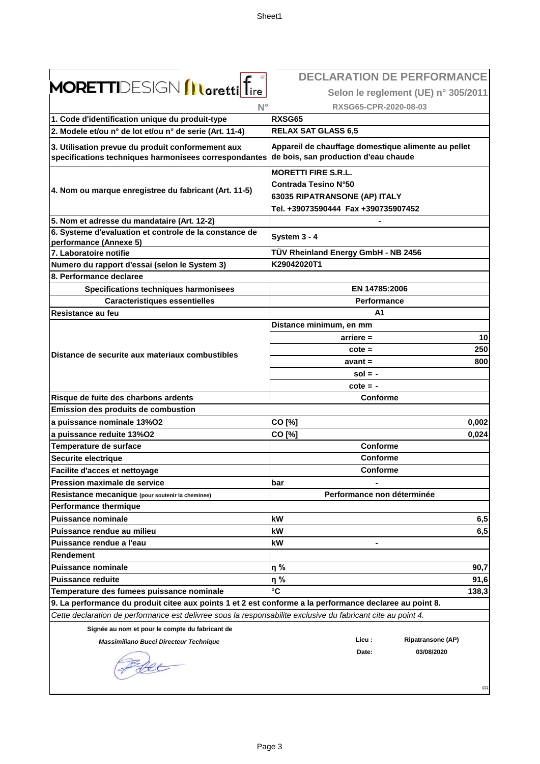MORETTIDESIGN Moretti fire

# DECLARATION DE PERFORMANCE

**Selon le reglement (UE) n° 305/2011**

**N° RXSG65-CPR-2020-08-03**

| | | |
|---|---|---|
| **1. Code d'identification unique du produit-type** | **RXSG65** | |
| **2. Modele et/ou n° de lot et/ou n° de serie (Art. 11-4)** | **RELAX SAT GLASS 6,5** | |
| **3. Utilisation prevue du produit conformement aux specifications techniques harmonisees correspondantes** | **Appareil de chauffage domestique alimente au pellet de bois, san production d'eau chaude** | |
| **4. Nom ou marque enregistree du fabricant (Art. 11-5)** | **MORETTI FIRE S.R.L.**<br>**Contrada Tesino N°50**<br>**63035 RIPATRANSONE (AP) ITALY**<br>**Tel. +39073590444 Fax +390735907452** | |
| **5. Nom et adresse du mandataire (Art. 12-2)** | **-** | |
| **6. Systeme d'evaluation et controle de la constance de performance (Annexe 5)** | **System 3 - 4** | |
| **7. Laboratoire notifie** | **TÜV Rheinland Energy GmbH - NB 2456** | |
| **Numero du rapport d'essai (selon le System 3)** | **K29042020T1** | |
| **8. Performance declaree** | | |
| **Specifications techniques harmonisees** | **EN 14785:2006** | |
| **Caracteristiques essentielles** | **Performance** | |
| **Resistance au feu** | **A1** | |
| **Distance de securite aux materiaux combustibles** | **Distance minimum, en mm** | |
| | **arriere =** | **10** |
| | **cote =** | **250** |
| | **avant =** | **800** |
| | **sol = -** | |
| | **cote = -** | |
| **Risque de fuite des charbons ardents** | **Conforme** | |
| **Emission des produits de combustion** | | |
| **a puissance nominale 13%O2** | **CO [%]** | **0,002** |
| **a puissance reduite 13%O2** | **CO [%]** | **0,024** |
| **Temperature de surface** | **Conforme** | |
| **Securite electrique** | **Conforme** | |
| **Facilite d'acces et nettoyage** | **Conforme** | |
| **Pression maximale de service** | **bar** | **-** |
| **Resistance mecanique** (pour soutenir la cheminee) | **Performance non déterminée** | |
| **Performance thermique** | | |
| **Puissance nominale** | **kW** | **6,5** |
| **Puissance rendue au milieu** | **kW** | **6,5** |
| **Puissance rendue a l'eau** | **kW** | **-** |
| **Rendement** | | |
| **Puissance nominale** | **η %** | **90,7** |
| **Puissance reduite** | **η %** | **91,6** |
| **Temperature des fumees puissance nominale** | **°C** | **138,3** |

**9. La performance du produit citee aux points 1 et 2 est conforme a la performance declaree au point 8.**

*Cette declaration de performance est delivree sous la responsabilite exclusive du fabricant cite au point 4.*

**Signée au nom et pour le compte du fabricant de**

***Massimiliano Bucci Directeur Technique***

**Lieu :** **Ripatransone (AP)**

**Date:** **03/08/2020**

FR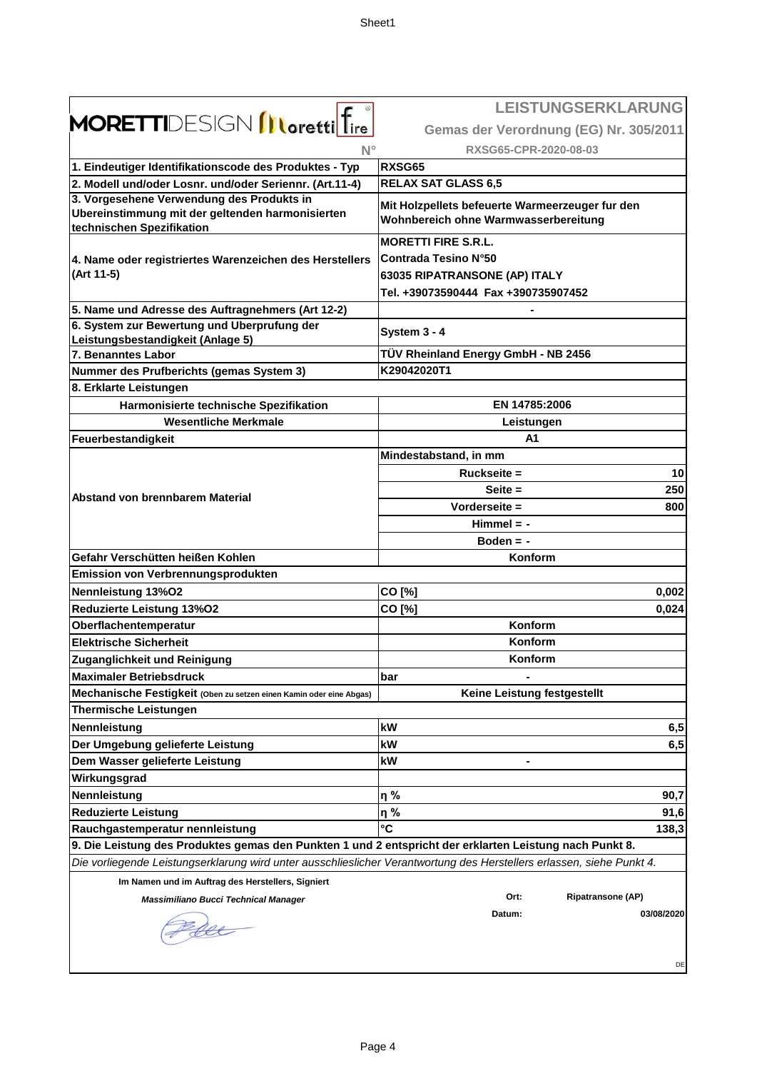MORETTIDESIGN Moretti fire

## LEISTUNGSERKLARUNG

**Gemas der Verordnung (EG) Nr. 305/2011**

N° RXSG65-CPR-2020-08-03

| | | |
|---|---|---|
| **1. Eindeutiger Identifikationscode des Produktes - Typ** | **RXSG65** | |
| **2. Modell und/oder Losnr. und/oder Seriennr. (Art.11-4)** | **RELAX SAT GLASS 6,5** | |
| **3. Vorgesehene Verwendung des Produkts in Ubereinstimmung mit der geltenden harmonisierten technischen Spezifikation** | **Mit Holzpellets befeuerte Warmeerzeuger fur den Wohnbereich ohne Warmwasserbereitung** | |
| **4. Name oder registriertes Warenzeichen des Herstellers (Art 11-5)** | **MORETTI FIRE S.R.L.**<br>**Contrada Tesino N°50**<br>**63035 RIPATRANSONE (AP) ITALY**<br>**Tel. +39073590444 Fax +390735907452** | |
| **5. Name und Adresse des Auftragnehmers (Art 12-2)** | - | |
| **6. System zur Bewertung und Uberprufung der Leistungsbestandigkeit (Anlage 5)** | **System 3 - 4** | |
| **7. Benanntes Labor** | **TÜV Rheinland Energy GmbH - NB 2456** | |
| **Nummer des Prufberichts (gemas System 3)** | **K29042020T1** | |
| **8. Erklarte Leistungen** | | |
| **Harmonisierte technische Spezifikation** | **EN 14785:2006** | |
| **Wesentliche Merkmale** | **Leistungen** | |
| **Feuerbestandigkeit** | **A1** | |
| **Abstand von brennbarem Material** | **Mindestabstand, in mm** | |
| | **Ruckseite =** | **10** |
| | **Seite =** | **250** |
| | **Vorderseite =** | **800** |
| | **Himmel = -** | |
| | **Boden = -** | |
| **Gefahr Verschütten heißen Kohlen** | **Konform** | |
| **Emission von Verbrennungsprodukten** | | |
| **Nennleistung 13%O2** | **CO [%]** | **0,002** |
| **Reduzierte Leistung 13%O2** | **CO [%]** | **0,024** |
| **Oberflachentemperatur** | **Konform** | |
| **Elektrische Sicherheit** | **Konform** | |
| **Zuganglichkeit und Reinigung** | **Konform** | |
| **Maximaler Betriebsdruck** | **bar** | **-** |
| **Mechanische Festigkeit** (Oben zu setzen einen Kamin oder eine Abgas) | **Keine Leistung festgestellt** | |
| **Thermische Leistungen** | | |
| **Nennleistung** | **kW** | **6,5** |
| **Der Umgebung gelieferte Leistung** | **kW** | **6,5** |
| **Dem Wasser gelieferte Leistung** | **kW** | **-** |
| **Wirkungsgrad** | | |
| **Nennleistung** | **η %** | **90,7** |
| **Reduzierte Leistung** | **η %** | **91,6** |
| **Rauchgastemperatur nennleistung** | **°C** | **138,3** |

**9. Die Leistung des Produktes gemas den Punkten 1 und 2 entspricht der erklarten Leistung nach Punkt 8.**

*Die vorliegende Leistungserklarung wird unter ausschlieslicher Verantwortung des Herstellers erlassen, siehe Punkt 4.*

**Im Namen und im Auftrag des Herstellers, Signiert**

***Massimiliano Bucci Technical Manager***

**Ort:** **Ripatransone (AP)**

**Datum:** **03/08/2020**

DE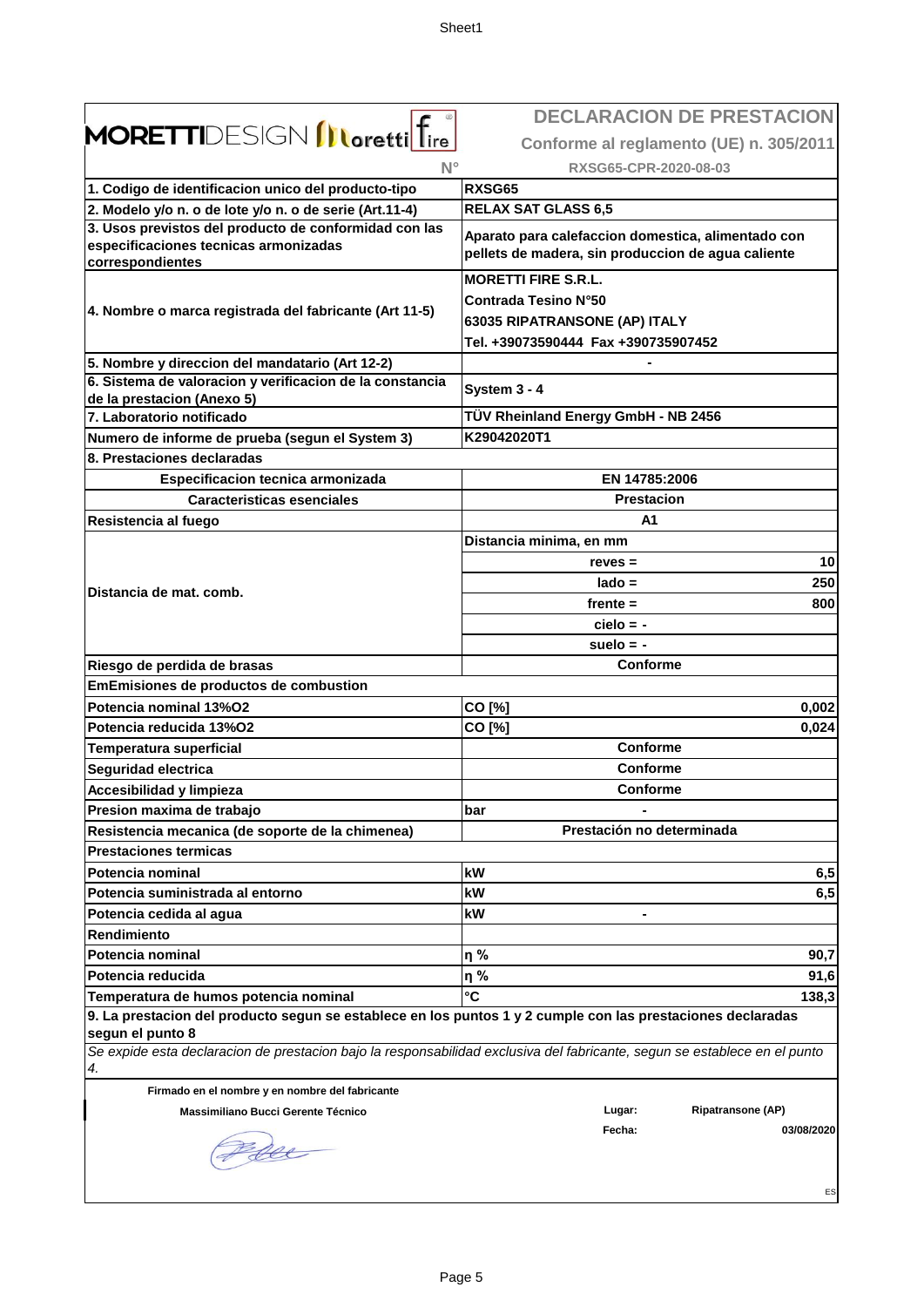MORETTIDESIGN Moretti fire

# DECLARACION DE PRESTACION

**Conforme al reglamento (UE) n. 305/2011**

N° RXSG65-CPR-2020-08-03

| | | |
|---|---|---|
| **1. Codigo de identificacion unico del producto-tipo** | **RXSG65** | |
| **2. Modelo y/o n. o de lote y/o n. o de serie (Art.11-4)** | **RELAX SAT GLASS 6,5** | |
| **3. Usos previstos del producto de conformidad con las especificaciones tecnicas armonizadas correspondientes** | **Aparato para calefaccion domestica, alimentado con pellets de madera, sin produccion de agua caliente** | |
| **4. Nombre o marca registrada del fabricante (Art 11-5)** | **MORETTI FIRE S.R.L.**<br>**Contrada Tesino N°50**<br>**63035 RIPATRANSONE (AP) ITALY**<br>**Tel. +39073590444 Fax +390735907452** | |
| **5. Nombre y direccion del mandatario (Art 12-2)** | - | |
| **6. Sistema de valoracion y verificacion de la constancia de la prestacion (Anexo 5)** | **System 3 - 4** | |
| **7. Laboratorio notificado** | **TÜV Rheinland Energy GmbH - NB 2456** | |
| **Numero de informe de prueba (segun el System 3)** | **K29042020T1** | |
| **8. Prestaciones declaradas** | | |
| **Especificacion tecnica armonizada** | **EN 14785:2006** | |
| **Caracteristicas esenciales** | **Prestacion** | |
| **Resistencia al fuego** | **A1** | |
| **Distancia de mat. comb.** | **Distancia minima, en mm** | |
| | **reves =** | **10** |
| | **lado =** | **250** |
| | **frente =** | **800** |
| | **cielo = -** | |
| | **suelo = -** | |
| **Riesgo de perdida de brasas** | **Conforme** | |
| **EmEmisiones de productos de combustion** | | |
| **Potencia nominal 13%O2** | **CO [%]** | **0,002** |
| **Potencia reducida 13%O2** | **CO [%]** | **0,024** |
| **Temperatura superficial** | **Conforme** | |
| **Seguridad electrica** | **Conforme** | |
| **Accesibilidad y limpieza** | **Conforme** | |
| **Presion maxima de trabajo** | **bar** | **-** |
| **Resistencia mecanica (de soporte de la chimenea)** | **Prestación no determinada** | |
| **Prestaciones termicas** | | |
| **Potencia nominal** | **kW** | **6,5** |
| **Potencia suministrada al entorno** | **kW** | **6,5** |
| **Potencia cedida al agua** | **kW** | **-** |
| **Rendimiento** | | |
| **Potencia nominal** | **η %** | **90,7** |
| **Potencia reducida** | **η %** | **91,6** |
| **Temperatura de humos potencia nominal** | **°C** | **138,3** |

**9. La prestacion del producto segun se establece en los puntos 1 y 2 cumple con las prestaciones declaradas segun el punto 8**

*Se expide esta declaracion de prestacion bajo la responsabilidad exclusiva del fabricante, segun se establece en el punto 4.*

**Firmado en el nombre y en nombre del fabricante**

**Massimiliano Bucci Gerente Técnico**

**Lugar:** **Ripatransone (AP)**

**Fecha:** **03/08/2020**

ES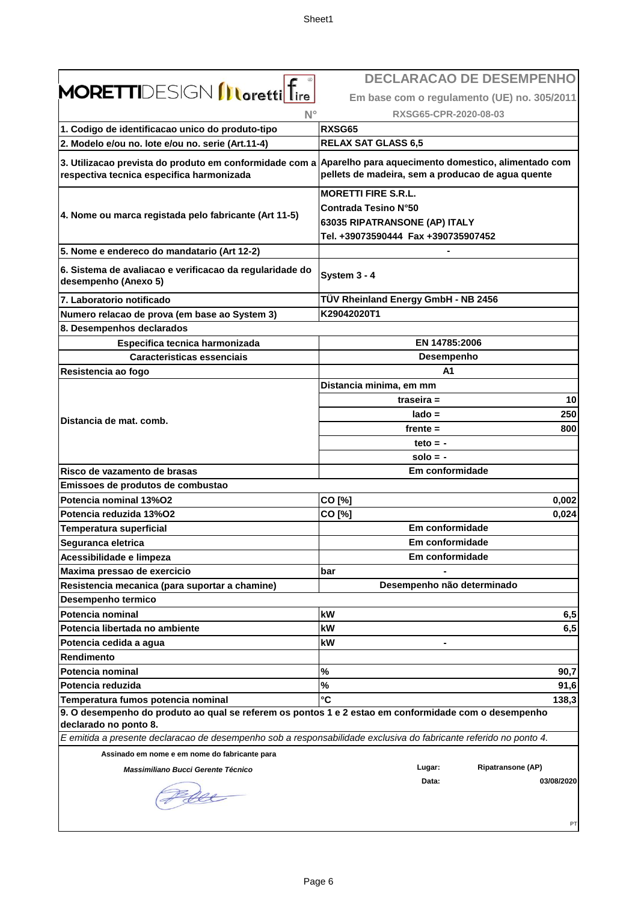| MORETTIDESIGN Moretti fire | **DECLARACAO DE DESEMPENHO** | |
|---|---|---|
| | **Em base com o regulamento (UE) no. 305/2011** | |
| **N°** | **RXSG65-CPR-2020-08-03** | |
| **1. Codigo de identificacao unico do produto-tipo** | **RXSG65** | |
| **2. Modelo e/ou no. lote e/ou no. serie (Art.11-4)** | **RELAX SAT GLASS 6,5** | |
| **3. Utilizacao prevista do produto em conformidade com a respectiva tecnica especifica harmonizada** | **Aparelho para aquecimento domestico, alimentado com pellets de madeira, sem a producao de agua quente** | |
| **4. Nome ou marca registada pelo fabricante (Art 11-5)** | **MORETTI FIRE S.R.L.**<br>**Contrada Tesino N°50**<br>**63035 RIPATRANSONE (AP) ITALY**<br>**Tel. +39073590444 Fax +390735907452** | |
| **5. Nome e endereco do mandatario (Art 12-2)** | **-** | |
| **6. Sistema de avaliacao e verificacao da regularidade do desempenho (Anexo 5)** | **System 3 - 4** | |
| **7. Laboratorio notificado** | **TÜV Rheinland Energy GmbH - NB 2456** | |
| **Numero relacao de prova (em base ao System 3)** | **K29042020T1** | |
| **8. Desempenhos declarados** | | |
| **Especifica tecnica harmonizada** | **EN 14785:2006** | |
| **Caracteristicas essenciais** | **Desempenho** | |
| **Resistencia ao fogo** | **A1** | |
| **Distancia de mat. comb.** | **Distancia minima, em mm** | |
| | **traseira =** | **10** |
| | **lado =** | **250** |
| | **frente =** | **800** |
| | **teto = -** | |
| | **solo = -** | |
| **Risco de vazamento de brasas** | **Em conformidade** | |
| **Emissoes de produtos de combustao** | | |
| **Potencia nominal 13%O2** | **CO [%]** | **0,002** |
| **Potencia reduzida 13%O2** | **CO [%]** | **0,024** |
| **Temperatura superficial** | **Em conformidade** | |
| **Seguranca eletrica** | **Em conformidade** | |
| **Acessibilidade e limpeza** | **Em conformidade** | |
| **Maxima pressao de exercicio** | **bar** | **-** |
| **Resistencia mecanica (para suportar a chamine)** | **Desempenho não determinado** | |
| **Desempenho termico** | | |
| **Potencia nominal** | **kW** | **6,5** |
| **Potencia libertada no ambiente** | **kW** | **6,5** |
| **Potencia cedida a agua** | **kW** | **-** |
| **Rendimento** | | |
| **Potencia nominal** | **%** | **90,7** |
| **Potencia reduzida** | **%** | **91,6** |
| **Temperatura fumos potencia nominal** | **°C** | **138,3** |

**9. O desempenho do produto ao qual se referem os pontos 1 e 2 estao em conformidade com o desempenho declarado no ponto 8.**

*E emitida a presente declaracao de desempenho sob a responsabilidade exclusiva do fabricante referido no ponto 4.*

**Assinado em nome e em nome do fabricante para**

***Massimiliano Bucci Gerente Técnico***

**Lugar:** **Ripatransone (AP)**

**Data:** **03/08/2020**

PT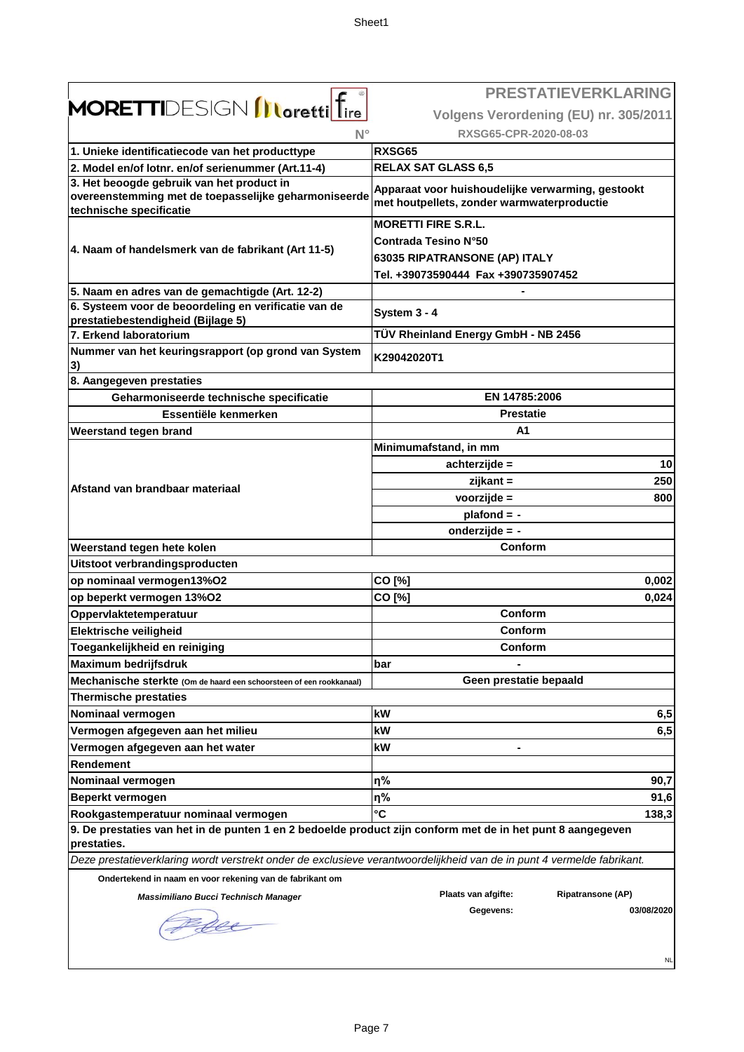MORETTIDESIGN Moretti fire

# PRESTATIEVERKLARING

**Volgens Verordening (EU) nr. 305/2011**

**N°** RXSG65-CPR-2020-08-03

| | | |
|---|---|---|
| **1. Unieke identificatiecode van het producttype** | **RXSG65** | |
| **2. Model en/of lotnr. en/of serienummer (Art.11-4)** | **RELAX SAT GLASS 6,5** | |
| **3. Het beoogde gebruik van het product in overeenstemming met de toepasselijke geharmoniseerde technische specificatie** | **Apparaat voor huishoudelijke verwarming, gestookt met houtpellets, zonder warmwaterproductie** | |
| **4. Naam of handelsmerk van de fabrikant (Art 11-5)** | **MORETTI FIRE S.R.L.**<br>**Contrada Tesino N°50**<br>**63035 RIPATRANSONE (AP) ITALY**<br>**Tel. +39073590444 Fax +390735907452** | |
| **5. Naam en adres van de gemachtigde (Art. 12-2)** | - | |
| **6. Systeem voor de beoordeling en verificatie van de prestatiebestendigheid (Bijlage 5)** | **System 3 - 4** | |
| **7. Erkend laboratorium** | **TÜV Rheinland Energy GmbH - NB 2456** | |
| **Nummer van het keuringsrapport (op grond van System 3)** | **K29042020T1** | |
| **8. Aangegeven prestaties** | | |
| **Geharmoniseerde technische specificatie** | **EN 14785:2006** | |
| **Essentiële kenmerken** | **Prestatie** | |
| **Weerstand tegen brand** | **A1** | |
| **Afstand van brandbaar materiaal** | **Minimumafstand, in mm** | |
| | **achterzijde =** | **10** |
| | **zijkant =** | **250** |
| | **voorzijde =** | **800** |
| | **plafond = -** | |
| | **onderzijde = -** | |
| **Weerstand tegen hete kolen** | **Conform** | |
| **Uitstoot verbrandingsproducten** | | |
| **op nominaal vermogen13%O2** | **CO [%]** | **0,002** |
| **op beperkt vermogen 13%O2** | **CO [%]** | **0,024** |
| **Oppervlaktetemperatuur** | **Conform** | |
| **Elektrische veiligheid** | **Conform** | |
| **Toegankelijkheid en reiniging** | **Conform** | |
| **Maximum bedrijfsdruk** | **bar** | **-** |
| **Mechanische sterkte** (Om de haard een schoorsteen of een rookkanaal) | **Geen prestatie bepaald** | |
| **Thermische prestaties** | | |
| **Nominaal vermogen** | **kW** | **6,5** |
| **Vermogen afgegeven aan het milieu** | **kW** | **6,5** |
| **Vermogen afgegeven aan het water** | **kW** | **-** |
| **Rendement** | | |
| **Nominaal vermogen** | **η%** | **90,7** |
| **Beperkt vermogen** | **η%** | **91,6** |
| **Rookgastemperatuur nominaal vermogen** | **°C** | **138,3** |

**9. De prestaties van het in de punten 1 en 2 bedoelde product zijn conform met de in het punt 8 aangegeven prestaties.**

*Deze prestatieverklaring wordt verstrekt onder de exclusieve verantwoordelijkheid van de in punt 4 vermelde fabrikant.*

**Ondertekend in naam en voor rekening van de fabrikant om**

***Massimiliano Bucci Technisch Manager***

**Plaats van afgifte:** **Ripatransone (AP)**

**Gegevens:** **03/08/2020**

NL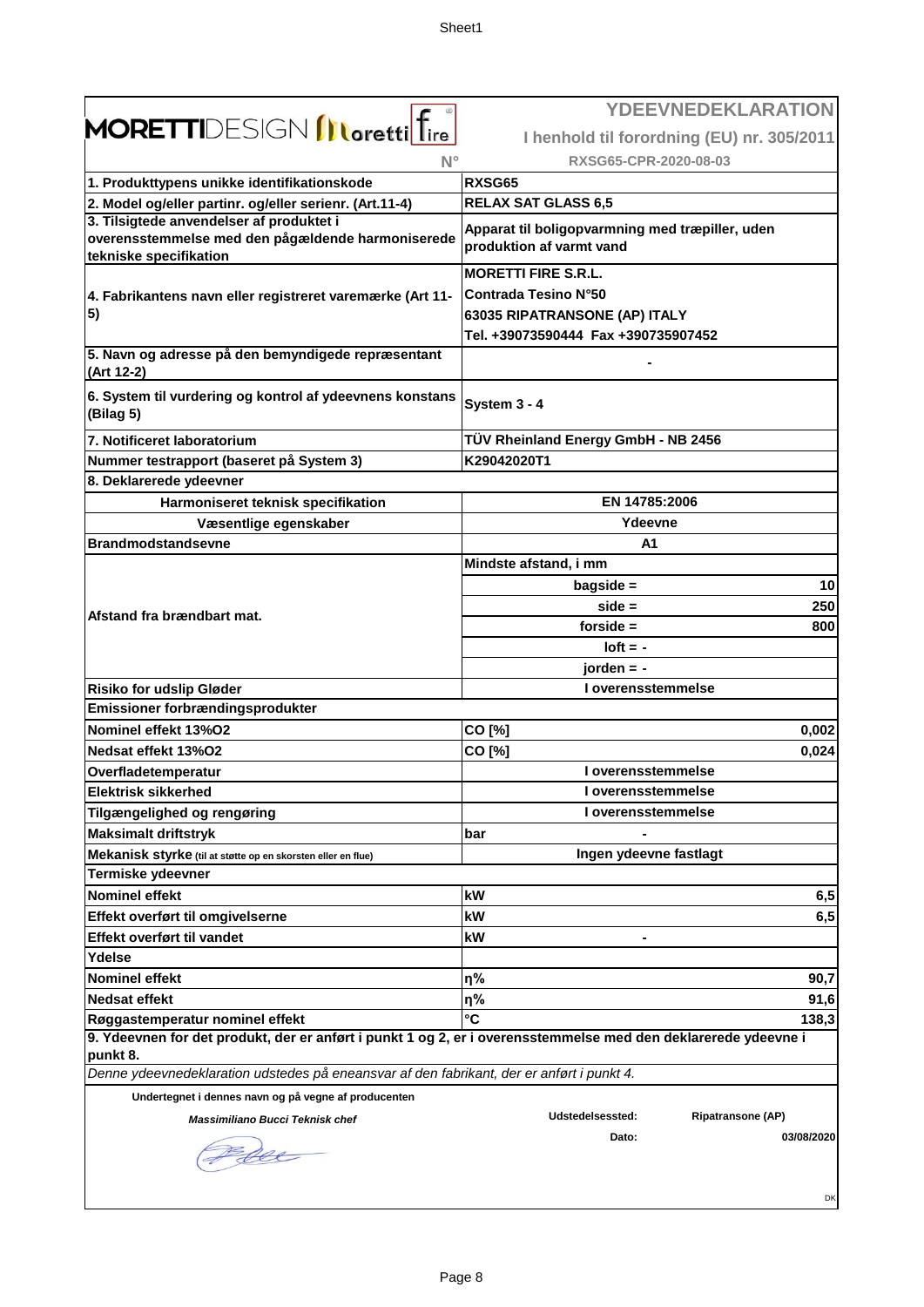**MORETTIDESIGN Moretti fire**

# YDEEVNEDEKLARATION

**I henhold til forordning (EU) nr. 305/2011**

**N° RXSG65-CPR-2020-08-03**

| | | |
|---|---|---|
| **1. Produkttypens unikke identifikationskode** | **RXSG65** | |
| **2. Model og/eller partinr. og/eller serienr. (Art.11-4)** | **RELAX SAT GLASS 6,5** | |
| **3. Tilsigtede anvendelser af produktet i overensstemmelse med den pågældende harmoniserede tekniske specifikation** | **Apparat til boligopvarmning med træpiller, uden produktion af varmt vand** | |
| **4. Fabrikantens navn eller registreret varemærke (Art 11-5)** | **MORETTI FIRE S.R.L.**<br>**Contrada Tesino N°50**<br>**63035 RIPATRANSONE (AP) ITALY**<br>**Tel. +39073590444 Fax +390735907452** | |
| **5. Navn og adresse på den bemyndigede repræsentant (Art 12-2)** | **-** | |
| **6. System til vurdering og kontrol af ydeevnens konstans (Bilag 5)** | **System 3 - 4** | |
| **7. Notificeret laboratorium** | **TÜV Rheinland Energy GmbH - NB 2456** | |
| **Nummer testrapport (baseret på System 3)** | **K29042020T1** | |
| **8. Deklarerede ydeevner** | | |
| **Harmoniseret teknisk specifikation** | **EN 14785:2006** | |
| **Væsentlige egenskaber** | **Ydeevne** | |
| **Brandmodstandsevne** | **A1** | |
| **Afstand fra brændbart mat.** | **Mindste afstand, i mm** | |
| | **bagside =** | **10** |
| | **side =** | **250** |
| | **forside =** | **800** |
| | **loft = -** | |
| | **jorden = -** | |
| **Risiko for udslip Gløder** | **I overensstemmelse** | |
| **Emissioner forbrændingsprodukter** | | |
| **Nominel effekt 13%O2** | **CO [%]** | **0,002** |
| **Nedsat effekt 13%O2** | **CO [%]** | **0,024** |
| **Overfladetemperatur** | **I overensstemmelse** | |
| **Elektrisk sikkerhed** | **I overensstemmelse** | |
| **Tilgængelighed og rengøring** | **I overensstemmelse** | |
| **Maksimalt driftstryk** | **bar** | **-** |
| **Mekanisk styrke** (til at støtte op en skorsten eller en flue) | **Ingen ydeevne fastlagt** | |
| **Termiske ydeevner** | | |
| **Nominel effekt** | **kW** | **6,5** |
| **Effekt overført til omgivelserne** | **kW** | **6,5** |
| **Effekt overført til vandet** | **kW** | **-** |
| **Ydelse** | | |
| **Nominel effekt** | **η%** | **90,7** |
| **Nedsat effekt** | **η%** | **91,6** |
| **Røggastemperatur nominel effekt** | **°C** | **138,3** |

**9. Ydeevnen for det produkt, der er anført i punkt 1 og 2, er i overensstemmelse med den deklarerede ydeevne i punkt 8.**

*Denne ydeevnedeklaration udstedes på eneansvar af den fabrikant, der er anført i punkt 4.*

**Undertegnet i dennes navn og på vegne af producenten**

***Massimiliano Bucci Teknisk chef***

**Udstedelsessted:** **Ripatransone (AP)**

**Dato:** **03/08/2020**

DK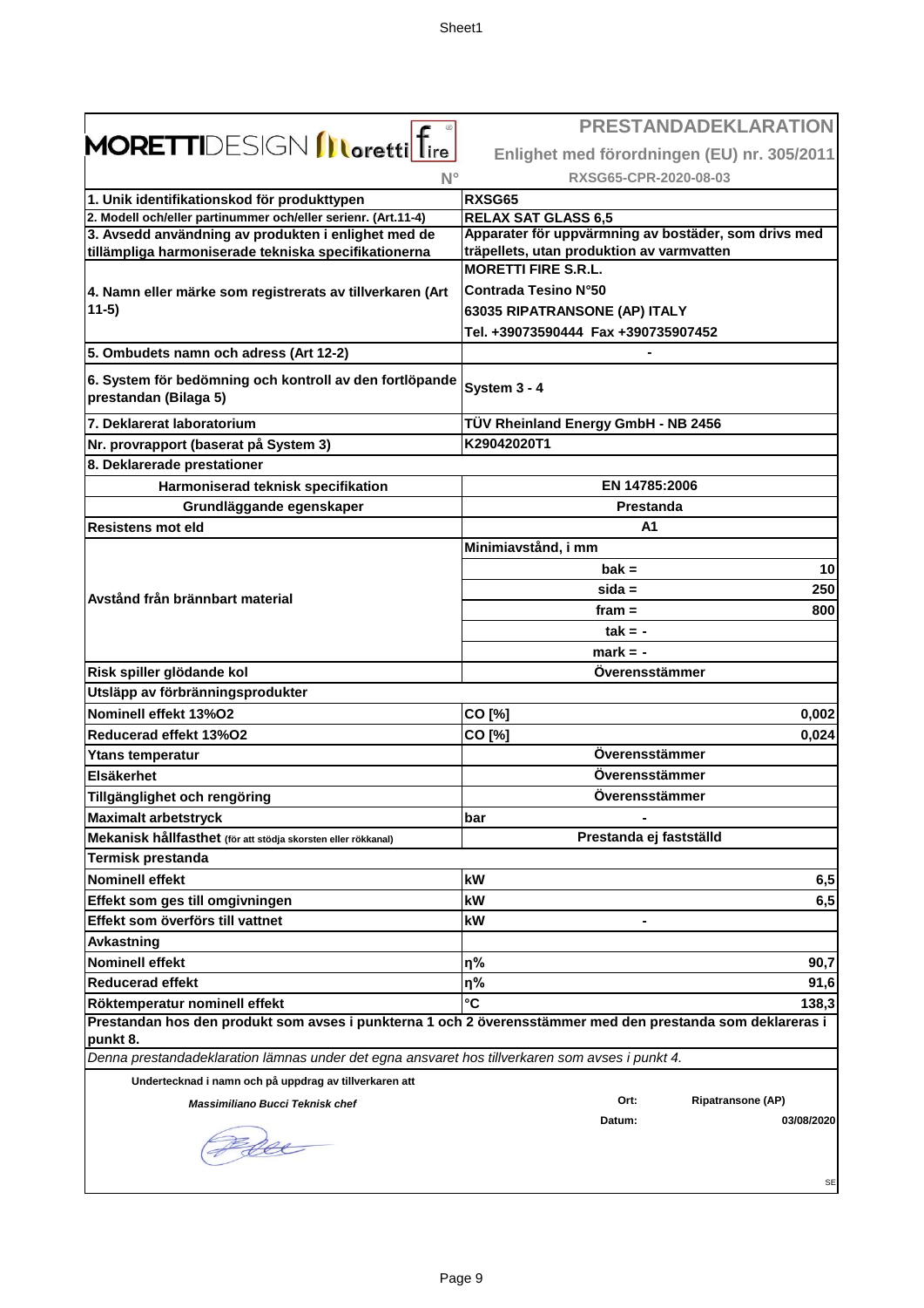**MORETTIDESIGN Moretti fire**

# PRESTANDADEKLARATION

**Enlighet med förordningen (EU) nr. 305/2011**

**N° RXSG65-CPR-2020-08-03**

| | | |
|---|---|---|
| **1. Unik identifikationskod för produkttypen** | **RXSG65** | |
| **2. Modell och/eller partinummer och/eller serienr. (Art.11-4)** | **RELAX SAT GLASS 6,5** | |
| **3. Avsedd användning av produkten i enlighet med de tillämpliga harmoniserade tekniska specifikationerna** | **Apparater för uppvärmning av bostäder, som drivs med träpellets, utan produktion av varmvatten** | |
| **4. Namn eller märke som registrerats av tillverkaren (Art 11-5)** | **MORETTI FIRE S.R.L.**<br>**Contrada Tesino N°50**<br>**63035 RIPATRANSONE (AP) ITALY**<br>**Tel. +39073590444 Fax +390735907452** | |
| **5. Ombudets namn och adress (Art 12-2)** | **-** | |
| **6. System för bedömning och kontroll av den fortlöpande prestandan (Bilaga 5)** | **System 3 - 4** | |
| **7. Deklarerat laboratorium** | **TÜV Rheinland Energy GmbH - NB 2456** | |
| **Nr. provrapport (baserat på System 3)** | **K29042020T1** | |
| **8. Deklarerade prestationer** | | |
| **Harmoniserad teknisk specifikation** | **EN 14785:2006** | |
| **Grundläggande egenskaper** | **Prestanda** | |
| **Resistens mot eld** | **A1** | |
| **Avstånd från brännbart material** | **Minimiavstånd, i mm** | |
| | **bak =** | **10** |
| | **sida =** | **250** |
| | **fram =** | **800** |
| | **tak = -** | |
| | **mark = -** | |
| **Risk spiller glödande kol** | **Överensstämmer** | |
| **Utsläpp av förbränningsprodukter** | | |
| **Nominell effekt 13%O2** | **CO [%]** | **0,002** |
| **Reducerad effekt 13%O2** | **CO [%]** | **0,024** |
| **Ytans temperatur** | **Överensstämmer** | |
| **Elsäkerhet** | **Överensstämmer** | |
| **Tillgänglighet och rengöring** | **Överensstämmer** | |
| **Maximalt arbetstryck** | **bar** | **-** |
| **Mekanisk hållfasthet** (för att stödja skorsten eller rökkanal) | **Prestanda ej fastställd** | |
| **Termisk prestanda** | | |
| **Nominell effekt** | **kW** | **6,5** |
| **Effekt som ges till omgivningen** | **kW** | **6,5** |
| **Effekt som överförs till vattnet** | **kW** | **-** |
| **Avkastning** | | |
| **Nominell effekt** | **η%** | **90,7** |
| **Reducerad effekt** | **η%** | **91,6** |
| **Röktemperatur nominell effekt** | **°C** | **138,3** |

**Prestandan hos den produkt som avses i punkterna 1 och 2 överensstämmer med den prestanda som deklareras i punkt 8.**

*Denna prestandadeklaration lämnas under det egna ansvaret hos tillverkaren som avses i punkt 4.*

**Undertecknad i namn och på uppdrag av tillverkaren att**

***Massimiliano Bucci Teknisk chef***

**Ort:** **Ripatransone (AP)**

**Datum:** **03/08/2020**

SE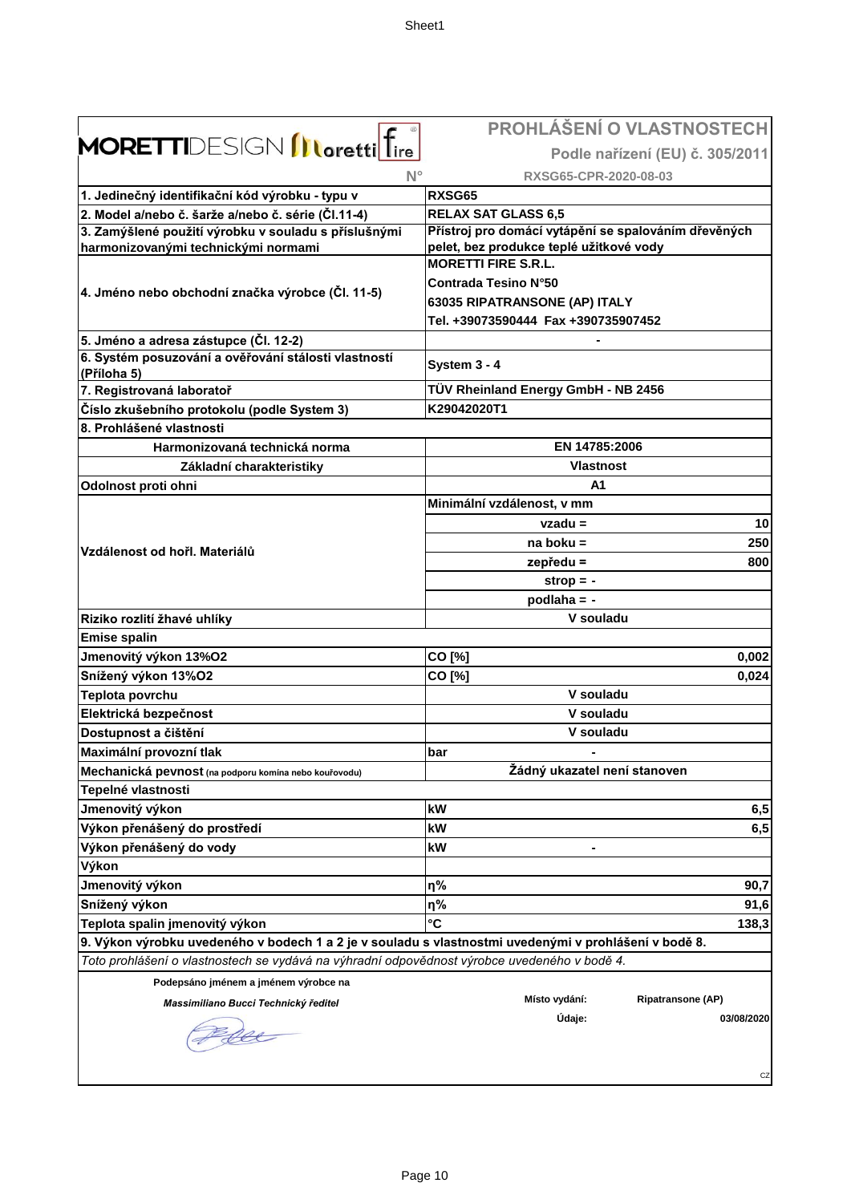MORETTIDESIGN Moretti fire

# PROHLÁŠENÍ O VLASTNOSTECH

**Podle nařízení (EU) č. 305/2011**

N° RXSG65-CPR-2020-08-03

| | | |
|---|---|---|
| **1. Jedinečný identifikační kód výrobku - typu v** | **RXSG65** | |
| **2. Model a/nebo č. šarže a/nebo č. série (Čl.11-4)** | **RELAX SAT GLASS 6,5** | |
| **3. Zamýšlené použití výrobku v souladu s příslušnými harmonizovanými technickými normami** | **Přístroj pro domácí vytápění se spalováním dřevěných pelet, bez produkce teplé užitkové vody** | |
| **4. Jméno nebo obchodní značka výrobce (Čl. 11-5)** | **MORETTI FIRE S.R.L.**<br>**Contrada Tesino N°50**<br>**63035 RIPATRANSONE (AP) ITALY**<br>**Tel. +39073590444 Fax +390735907452** | |
| **5. Jméno a adresa zástupce (Čl. 12-2)** | **-** | |
| **6. Systém posuzování a ověřování stálosti vlastností (Příloha 5)** | **System 3 - 4** | |
| **7. Registrovaná laboratoř** | **TÜV Rheinland Energy GmbH - NB 2456** | |
| **Číslo zkušebního protokolu (podle System 3)** | **K29042020T1** | |
| **8. Prohlášené vlastnosti** | | |
| **Harmonizovaná technická norma** | **EN 14785:2006** | |
| **Základní charakteristiky** | **Vlastnost** | |
| **Odolnost proti ohni** | **A1** | |
| **Vzdálenost od hořl. Materiálů** | **Minimální vzdálenost, v mm** | |
| | **vzadu =** | **10** |
| | **na boku =** | **250** |
| | **zepředu =** | **800** |
| | **strop = -** | |
| | **podlaha = -** | |
| **Riziko rozlití žhavé uhlíky** | **V souladu** | |
| **Emise spalin** | | |
| **Jmenovitý výkon 13%O2** | **CO [%]** | **0,002** |
| **Snížený výkon 13%O2** | **CO [%]** | **0,024** |
| **Teplota povrchu** | **V souladu** | |
| **Elektrická bezpečnost** | **V souladu** | |
| **Dostupnost a čištění** | **V souladu** | |
| **Maximální provozní tlak** | **bar** | **-** |
| **Mechanická pevnost** (na podporu komína nebo kouřovodu) | **Žádný ukazatel není stanoven** | |
| **Tepelné vlastnosti** | | |
| **Jmenovitý výkon** | **kW** | **6,5** |
| **Výkon přenášený do prostředí** | **kW** | **6,5** |
| **Výkon přenášený do vody** | **kW** | **-** |
| **Výkon** | | |
| **Jmenovitý výkon** | **η%** | **90,7** |
| **Snížený výkon** | **η%** | **91,6** |
| **Teplota spalin jmenovitý výkon** | **°C** | **138,3** |

**9. Výkon výrobku uvedeného v bodech 1 a 2 je v souladu s vlastnostmi uvedenými v prohlášení v bodě 8.**

*Toto prohlášení o vlastnostech se vydává na výhradní odpovědnost výrobce uvedeného v bodě 4.*

**Podepsáno jménem a jménem výrobce na**

***Massimiliano Bucci Technický ředitel***

**Místo vydání:** **Ripatransone (AP)**

**Údaje:** **03/08/2020**

CZ